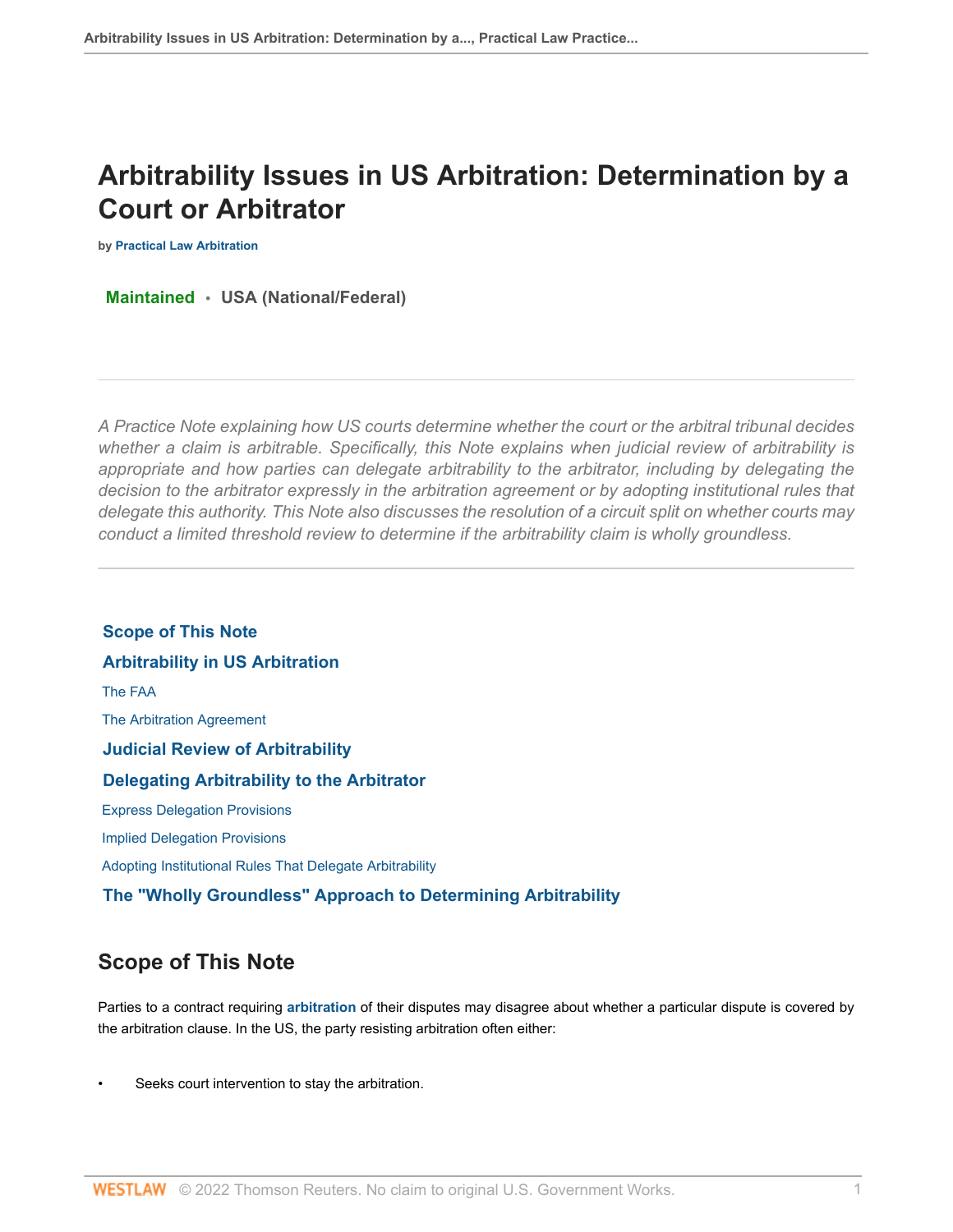# Arbitrability Issues in US Arbitration: Determination by a Court or Arbitrator

by Practical Law Arbitration

**Maintained** • **USA (National/Federal)**

---

*A Practice Note explaining how US courts determine whether the court or the arbitral tribunal decides whether a claim is arbitrable. Specifically, this Note explains when judicial review of arbitrability is appropriate and how parties can delegate arbitrability to the arbitrator, including by delegating the decision to the arbitrator expressly in the arbitration agreement or by adopting institutional rules that delegate this authority. This Note also discusses the resolution of a circuit split on whether courts may conduct a limited threshold review to determine if the arbitrability claim is wholly groundless.*

---

**Scope of This Note**

**Arbitrability in US Arbitration**

The FAA

The Arbitration Agreement

**Judicial Review of Arbitrability**

**Delegating Arbitrability to the Arbitrator**

Express Delegation Provisions

Implied Delegation Provisions

Adopting Institutional Rules That Delegate Arbitrability

**The "Wholly Groundless" Approach to Determining Arbitrability**

## Scope of This Note

Parties to a contract requiring **arbitration** of their disputes may disagree about whether a particular dispute is covered by the arbitration clause. In the US, the party resisting arbitration often either:

- Seeks court intervention to stay the arbitration.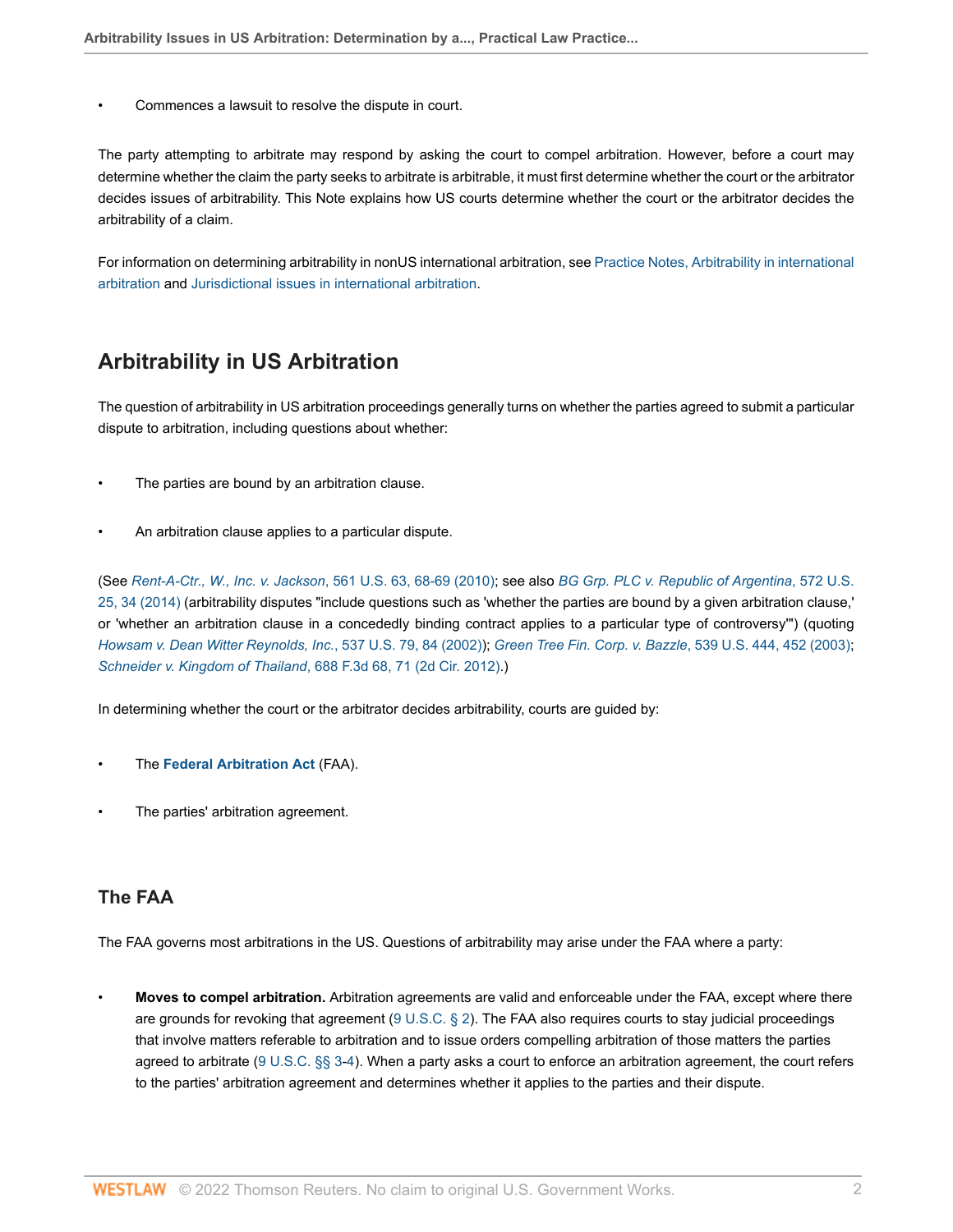- Commences a lawsuit to resolve the dispute in court.

The party attempting to arbitrate may respond by asking the court to compel arbitration. However, before a court may determine whether the claim the party seeks to arbitrate is arbitrable, it must first determine whether the court or the arbitrator decides issues of arbitrability. This Note explains how US courts determine whether the court or the arbitrator decides the arbitrability of a claim.

For information on determining arbitrability in nonUS international arbitration, see Practice Notes, Arbitrability in international arbitration and Jurisdictional issues in international arbitration.

## Arbitrability in US Arbitration

The question of arbitrability in US arbitration proceedings generally turns on whether the parties agreed to submit a particular dispute to arbitration, including questions about whether:

- The parties are bound by an arbitration clause.
- An arbitration clause applies to a particular dispute.

(See *Rent-A-Ctr., W., Inc. v. Jackson*, 561 U.S. 63, 68-69 (2010); see also *BG Grp. PLC v. Republic of Argentina*, 572 U.S. 25, 34 (2014) (arbitrability disputes "include questions such as 'whether the parties are bound by a given arbitration clause,' or 'whether an arbitration clause in a concededly binding contract applies to a particular type of controversy'") (quoting *Howsam v. Dean Witter Reynolds, Inc.*, 537 U.S. 79, 84 (2002)); *Green Tree Fin. Corp. v. Bazzle*, 539 U.S. 444, 452 (2003); *Schneider v. Kingdom of Thailand*, 688 F.3d 68, 71 (2d Cir. 2012).)

In determining whether the court or the arbitrator decides arbitrability, courts are guided by:

- The **Federal Arbitration Act** (FAA).
- The parties' arbitration agreement.

### The FAA

The FAA governs most arbitrations in the US. Questions of arbitrability may arise under the FAA where a party:

- **Moves to compel arbitration.** Arbitration agreements are valid and enforceable under the FAA, except where there are grounds for revoking that agreement (9 U.S.C. § 2). The FAA also requires courts to stay judicial proceedings that involve matters referable to arbitration and to issue orders compelling arbitration of those matters the parties agreed to arbitrate (9 U.S.C. §§ 3-4). When a party asks a court to enforce an arbitration agreement, the court refers to the parties' arbitration agreement and determines whether it applies to the parties and their dispute.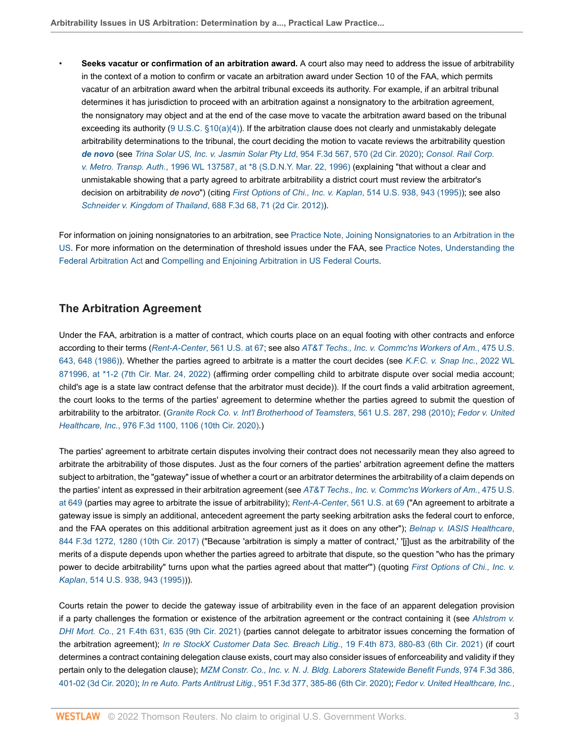- **Seeks vacatur or confirmation of an arbitration award.** A court also may need to address the issue of arbitrability in the context of a motion to confirm or vacate an arbitration award under Section 10 of the FAA, which permits vacatur of an arbitration award when the arbitral tribunal exceeds its authority. For example, if an arbitral tribunal determines it has jurisdiction to proceed with an arbitration against a nonsignatory to the arbitration agreement, the nonsignatory may object and at the end of the case move to vacate the arbitration award based on the tribunal exceeding its authority (9 U.S.C. §10(a)(4)). If the arbitration clause does not clearly and unmistakably delegate arbitrability determinations to the tribunal, the court deciding the motion to vacate reviews the arbitrability question ***de novo*** (see *Trina Solar US, Inc. v. Jasmin Solar Pty Ltd*, 954 F.3d 567, 570 (2d Cir. 2020); *Consol. Rail Corp. v. Metro. Transp. Auth.*, 1996 WL 137587, at *8 (S.D.N.Y. Mar. 22, 1996) (explaining "that without a clear and unmistakable showing that a party agreed to arbitrate arbitrability a district court must review the arbitrator's decision on arbitrability *de novo*") (citing *First Options of Chi., Inc. v. Kaplan*, 514 U.S. 938, 943 (1995)); see also *Schneider v. Kingdom of Thailand*, 688 F.3d 68, 71 (2d Cir. 2012)).

For information on joining nonsignatories to an arbitration, see Practice Note, Joining Nonsignatories to an Arbitration in the US. For more information on the determination of threshold issues under the FAA, see Practice Notes, Understanding the Federal Arbitration Act and Compelling and Enjoining Arbitration in US Federal Courts.

## The Arbitration Agreement

Under the FAA, arbitration is a matter of contract, which courts place on an equal footing with other contracts and enforce according to their terms (*Rent-A-Center*, 561 U.S. at 67; see also *AT&T Techs., Inc. v. Commc'ns Workers of Am.*, 475 U.S. 643, 648 (1986)). Whether the parties agreed to arbitrate is a matter the court decides (see *K.F.C. v. Snap Inc.*, 2022 WL 871996, at *1-2 (7th Cir. Mar. 24, 2022) (affirming order compelling child to arbitrate dispute over social media account; child's age is a state law contract defense that the arbitrator must decide)). If the court finds a valid arbitration agreement, the court looks to the terms of the parties' agreement to determine whether the parties agreed to submit the question of arbitrability to the arbitrator. (*Granite Rock Co. v. Int'l Brotherhood of Teamsters*, 561 U.S. 287, 298 (2010); *Fedor v. United Healthcare, Inc.*, 976 F.3d 1100, 1106 (10th Cir. 2020).)

The parties' agreement to arbitrate certain disputes involving their contract does not necessarily mean they also agreed to arbitrate the arbitrability of those disputes. Just as the four corners of the parties' arbitration agreement define the matters subject to arbitration, the "gateway" issue of whether a court or an arbitrator determines the arbitrability of a claim depends on the parties' intent as expressed in their arbitration agreement (see *AT&T Techs., Inc. v. Commc'ns Workers of Am.*, 475 U.S. at 649 (parties may agree to arbitrate the issue of arbitrability); *Rent-A-Center*, 561 U.S. at 69 ("An agreement to arbitrate a gateway issue is simply an additional, antecedent agreement the party seeking arbitration asks the federal court to enforce, and the FAA operates on this additional arbitration agreement just as it does on any other"); *Belnap v. IASIS Healthcare*, 844 F.3d 1272, 1280 (10th Cir. 2017) ("Because 'arbitration is simply a matter of contract,' '[j]ust as the arbitrability of the merits of a dispute depends upon whether the parties agreed to arbitrate that dispute, so the question "who has the primary power to decide arbitrability" turns upon what the parties agreed about that matter'") (quoting *First Options of Chi., Inc. v. Kaplan*, 514 U.S. 938, 943 (1995))).

Courts retain the power to decide the gateway issue of arbitrability even in the face of an apparent delegation provision if a party challenges the formation or existence of the arbitration agreement or the contract containing it (see *Ahlstrom v. DHI Mort. Co.*, 21 F.4th 631, 635 (9th Cir. 2021) (parties cannot delegate to arbitrator issues concerning the formation of the arbitration agreement); *In re StockX Customer Data Sec. Breach Litig.*, 19 F.4th 873, 880-83 (6th Cir. 2021) (if court determines a contract containing delegation clause exists, court may also consider issues of enforceability and validity if they pertain only to the delegation clause); *MZM Constr. Co., Inc. v. N. J. Bldg. Laborers Statewide Benefit Funds*, 974 F.3d 386, 401-02 (3d Cir. 2020); *In re Auto. Parts Antitrust Litig.*, 951 F.3d 377, 385-86 (6th Cir. 2020); *Fedor v. United Healthcare, Inc.*,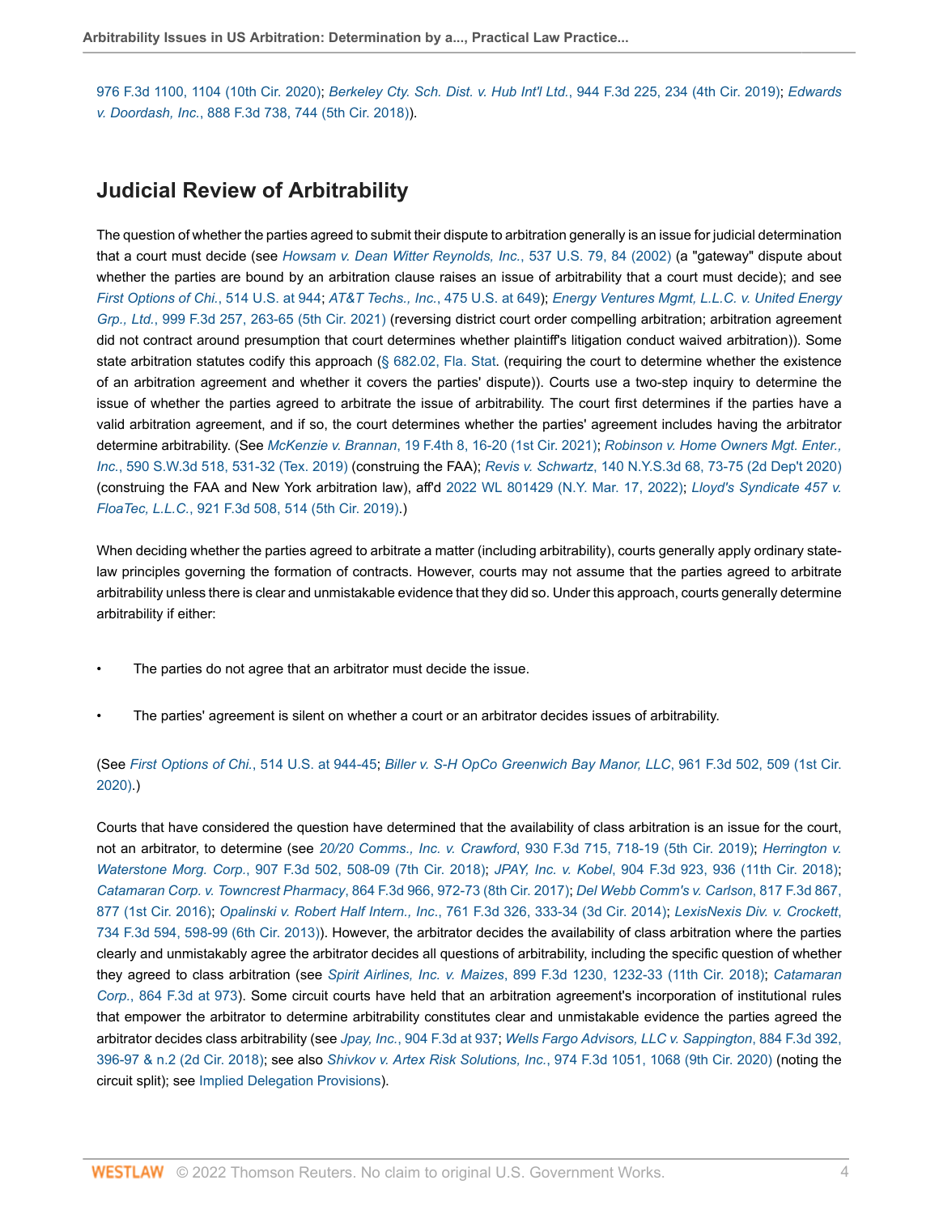976 F.3d 1100, 1104 (10th Cir. 2020); *Berkeley Cty. Sch. Dist. v. Hub Int'l Ltd.*, 944 F.3d 225, 234 (4th Cir. 2019); *Edwards v. Doordash, Inc.*, 888 F.3d 738, 744 (5th Cir. 2018)).

## Judicial Review of Arbitrability

The question of whether the parties agreed to submit their dispute to arbitration generally is an issue for judicial determination that a court must decide (see *Howsam v. Dean Witter Reynolds, Inc.*, 537 U.S. 79, 84 (2002) (a "gateway" dispute about whether the parties are bound by an arbitration clause raises an issue of arbitrability that a court must decide); and see *First Options of Chi.*, 514 U.S. at 944; *AT&T Techs., Inc.*, 475 U.S. at 649); *Energy Ventures Mgmt, L.L.C. v. United Energy Grp., Ltd.*, 999 F.3d 257, 263-65 (5th Cir. 2021) (reversing district court order compelling arbitration; arbitration agreement did not contract around presumption that court determines whether plaintiff's litigation conduct waived arbitration)). Some state arbitration statutes codify this approach (§ 682.02, Fla. Stat. (requiring the court to determine whether the existence of an arbitration agreement and whether it covers the parties' dispute)). Courts use a two-step inquiry to determine the issue of whether the parties agreed to arbitrate the issue of arbitrability. The court first determines if the parties have a valid arbitration agreement, and if so, the court determines whether the parties' agreement includes having the arbitrator determine arbitrability. (See *McKenzie v. Brannan*, 19 F.4th 8, 16-20 (1st Cir. 2021); *Robinson v. Home Owners Mgt. Enter., Inc.*, 590 S.W.3d 518, 531-32 (Tex. 2019) (construing the FAA); *Revis v. Schwartz*, 140 N.Y.S.3d 68, 73-75 (2d Dep't 2020) (construing the FAA and New York arbitration law), aff'd 2022 WL 801429 (N.Y. Mar. 17, 2022); *Lloyd's Syndicate 457 v. FloaTec, L.L.C.*, 921 F.3d 508, 514 (5th Cir. 2019).)

When deciding whether the parties agreed to arbitrate a matter (including arbitrability), courts generally apply ordinary state-law principles governing the formation of contracts. However, courts may not assume that the parties agreed to arbitrate arbitrability unless there is clear and unmistakable evidence that they did so. Under this approach, courts generally determine arbitrability if either:

- The parties do not agree that an arbitrator must decide the issue.
- The parties' agreement is silent on whether a court or an arbitrator decides issues of arbitrability.

(See *First Options of Chi.*, 514 U.S. at 944-45; *Biller v. S-H OpCo Greenwich Bay Manor, LLC*, 961 F.3d 502, 509 (1st Cir. 2020).)

Courts that have considered the question have determined that the availability of class arbitration is an issue for the court, not an arbitrator, to determine (see *20/20 Comms., Inc. v. Crawford*, 930 F.3d 715, 718-19 (5th Cir. 2019); *Herrington v. Waterstone Morg. Corp.*, 907 F.3d 502, 508-09 (7th Cir. 2018); *JPAY, Inc. v. Kobel*, 904 F.3d 923, 936 (11th Cir. 2018); *Catamaran Corp. v. Towncrest Pharmacy*, 864 F.3d 966, 972-73 (8th Cir. 2017); *Del Webb Comm's v. Carlson*, 817 F.3d 867, 877 (1st Cir. 2016); *Opalinski v. Robert Half Intern., Inc.*, 761 F.3d 326, 333-34 (3d Cir. 2014); *LexisNexis Div. v. Crockett*, 734 F.3d 594, 598-99 (6th Cir. 2013)). However, the arbitrator decides the availability of class arbitration where the parties clearly and unmistakably agree the arbitrator decides all questions of arbitrability, including the specific question of whether they agreed to class arbitration (see *Spirit Airlines, Inc. v. Maizes*, 899 F.3d 1230, 1232-33 (11th Cir. 2018); *Catamaran Corp.*, 864 F.3d at 973). Some circuit courts have held that an arbitration agreement's incorporation of institutional rules that empower the arbitrator to determine arbitrability constitutes clear and unmistakable evidence the parties agreed the arbitrator decides class arbitrability (see *Jpay, Inc.*, 904 F.3d at 937; *Wells Fargo Advisors, LLC v. Sappington*, 884 F.3d 392, 396-97 & n.2 (2d Cir. 2018); see also *Shivkov v. Artex Risk Solutions, Inc.*, 974 F.3d 1051, 1068 (9th Cir. 2020) (noting the circuit split); see Implied Delegation Provisions).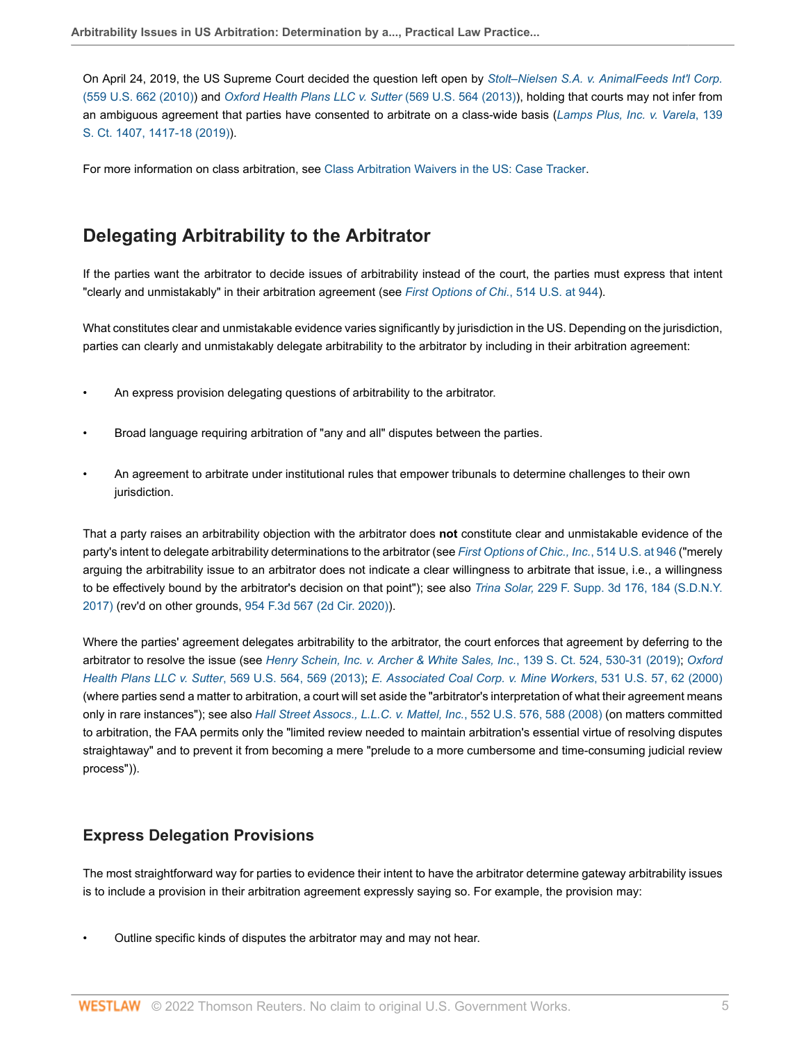On April 24, 2019, the US Supreme Court decided the question left open by *Stolt–Nielsen S.A. v. AnimalFeeds Int'l Corp.* (559 U.S. 662 (2010)) and *Oxford Health Plans LLC v. Sutter* (569 U.S. 564 (2013)), holding that courts may not infer from an ambiguous agreement that parties have consented to arbitrate on a class-wide basis (*Lamps Plus, Inc. v. Varela*, 139 S. Ct. 1407, 1417-18 (2019)).

For more information on class arbitration, see Class Arbitration Waivers in the US: Case Tracker.

## Delegating Arbitrability to the Arbitrator

If the parties want the arbitrator to decide issues of arbitrability instead of the court, the parties must express that intent "clearly and unmistakably" in their arbitration agreement (see *First Options of Chi.*, 514 U.S. at 944).

What constitutes clear and unmistakable evidence varies significantly by jurisdiction in the US. Depending on the jurisdiction, parties can clearly and unmistakably delegate arbitrability to the arbitrator by including in their arbitration agreement:

- An express provision delegating questions of arbitrability to the arbitrator.
- Broad language requiring arbitration of "any and all" disputes between the parties.
- An agreement to arbitrate under institutional rules that empower tribunals to determine challenges to their own jurisdiction.

That a party raises an arbitrability objection with the arbitrator does **not** constitute clear and unmistakable evidence of the party's intent to delegate arbitrability determinations to the arbitrator (see *First Options of Chic., Inc.*, 514 U.S. at 946 ("merely arguing the arbitrability issue to an arbitrator does not indicate a clear willingness to arbitrate that issue, i.e., a willingness to be effectively bound by the arbitrator's decision on that point"); see also *Trina Solar,* 229 F. Supp. 3d 176, 184 (S.D.N.Y. 2017) (rev'd on other grounds, 954 F.3d 567 (2d Cir. 2020)).

Where the parties' agreement delegates arbitrability to the arbitrator, the court enforces that agreement by deferring to the arbitrator to resolve the issue (see *Henry Schein, Inc. v. Archer & White Sales, Inc.*, 139 S. Ct. 524, 530-31 (2019); *Oxford Health Plans LLC v. Sutter*, 569 U.S. 564, 569 (2013); *E. Associated Coal Corp. v. Mine Workers*, 531 U.S. 57, 62 (2000) (where parties send a matter to arbitration, a court will set aside the "arbitrator's interpretation of what their agreement means only in rare instances"); see also *Hall Street Assocs., L.L.C. v. Mattel, Inc.*, 552 U.S. 576, 588 (2008) (on matters committed to arbitration, the FAA permits only the "limited review needed to maintain arbitration's essential virtue of resolving disputes straightaway" and to prevent it from becoming a mere "prelude to a more cumbersome and time-consuming judicial review process")).

### Express Delegation Provisions

The most straightforward way for parties to evidence their intent to have the arbitrator determine gateway arbitrability issues is to include a provision in their arbitration agreement expressly saying so. For example, the provision may:

- Outline specific kinds of disputes the arbitrator may and may not hear.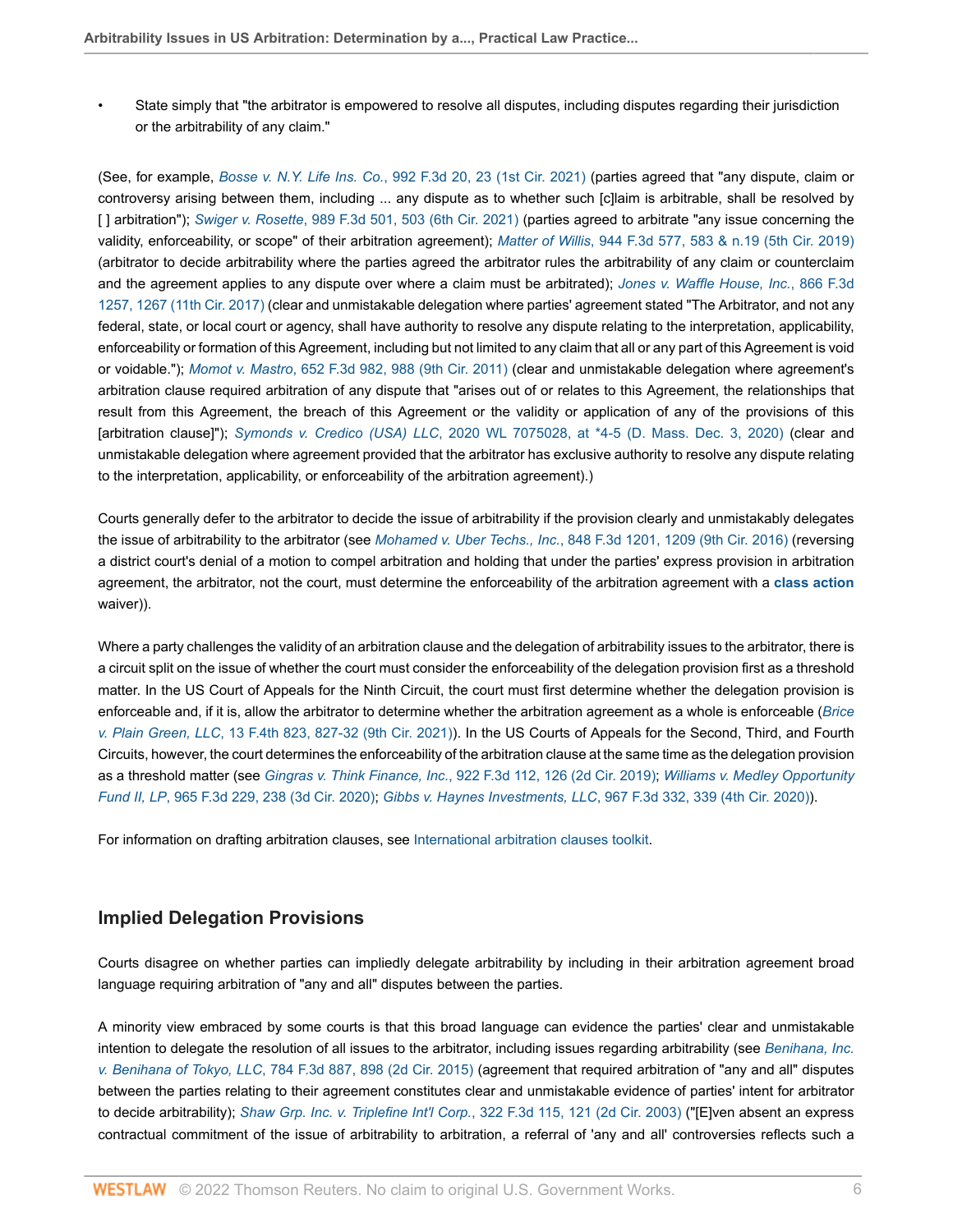- State simply that "the arbitrator is empowered to resolve all disputes, including disputes regarding their jurisdiction or the arbitrability of any claim."

(See, for example, *Bosse v. N.Y. Life Ins. Co.*, 992 F.3d 20, 23 (1st Cir. 2021) (parties agreed that "any dispute, claim or controversy arising between them, including ... any dispute as to whether such [c]laim is arbitrable, shall be resolved by [ ] arbitration"); *Swiger v. Rosette*, 989 F.3d 501, 503 (6th Cir. 2021) (parties agreed to arbitrate "any issue concerning the validity, enforceability, or scope" of their arbitration agreement); *Matter of Willis*, 944 F.3d 577, 583 & n.19 (5th Cir. 2019) (arbitrator to decide arbitrability where the parties agreed the arbitrator rules the arbitrability of any claim or counterclaim and the agreement applies to any dispute over where a claim must be arbitrated); *Jones v. Waffle House, Inc.*, 866 F.3d 1257, 1267 (11th Cir. 2017) (clear and unmistakable delegation where parties' agreement stated "The Arbitrator, and not any federal, state, or local court or agency, shall have authority to resolve any dispute relating to the interpretation, applicability, enforceability or formation of this Agreement, including but not limited to any claim that all or any part of this Agreement is void or voidable."); *Momot v. Mastro*, 652 F.3d 982, 988 (9th Cir. 2011) (clear and unmistakable delegation where agreement's arbitration clause required arbitration of any dispute that "arises out of or relates to this Agreement, the relationships that result from this Agreement, the breach of this Agreement or the validity or application of any of the provisions of this [arbitration clause]"); *Symonds v. Credico (USA) LLC*, 2020 WL 7075028, at *4-5 (D. Mass. Dec. 3, 2020) (clear and unmistakable delegation where agreement provided that the arbitrator has exclusive authority to resolve any dispute relating to the interpretation, applicability, or enforceability of the arbitration agreement).)

Courts generally defer to the arbitrator to decide the issue of arbitrability if the provision clearly and unmistakably delegates the issue of arbitrability to the arbitrator (see *Mohamed v. Uber Techs., Inc.*, 848 F.3d 1201, 1209 (9th Cir. 2016) (reversing a district court's denial of a motion to compel arbitration and holding that under the parties' express provision in arbitration agreement, the arbitrator, not the court, must determine the enforceability of the arbitration agreement with a **class action** waiver)).

Where a party challenges the validity of an arbitration clause and the delegation of arbitrability issues to the arbitrator, there is a circuit split on the issue of whether the court must consider the enforceability of the delegation provision first as a threshold matter. In the US Court of Appeals for the Ninth Circuit, the court must first determine whether the delegation provision is enforceable and, if it is, allow the arbitrator to determine whether the arbitration agreement as a whole is enforceable (*Brice v. Plain Green, LLC*, 13 F.4th 823, 827-32 (9th Cir. 2021)). In the US Courts of Appeals for the Second, Third, and Fourth Circuits, however, the court determines the enforceability of the arbitration clause at the same time as the delegation provision as a threshold matter (see *Gingras v. Think Finance, Inc.*, 922 F.3d 112, 126 (2d Cir. 2019); *Williams v. Medley Opportunity Fund II, LP*, 965 F.3d 229, 238 (3d Cir. 2020); *Gibbs v. Haynes Investments, LLC*, 967 F.3d 332, 339 (4th Cir. 2020)).

For information on drafting arbitration clauses, see International arbitration clauses toolkit.

## Implied Delegation Provisions

Courts disagree on whether parties can impliedly delegate arbitrability by including in their arbitration agreement broad language requiring arbitration of "any and all" disputes between the parties.

A minority view embraced by some courts is that this broad language can evidence the parties' clear and unmistakable intention to delegate the resolution of all issues to the arbitrator, including issues regarding arbitrability (see *Benihana, Inc. v. Benihana of Tokyo, LLC*, 784 F.3d 887, 898 (2d Cir. 2015) (agreement that required arbitration of "any and all" disputes between the parties relating to their agreement constitutes clear and unmistakable evidence of parties' intent for arbitrator to decide arbitrability); *Shaw Grp. Inc. v. Triplefine Int'l Corp.*, 322 F.3d 115, 121 (2d Cir. 2003) ("[E]ven absent an express contractual commitment of the issue of arbitrability to arbitration, a referral of 'any and all' controversies reflects such a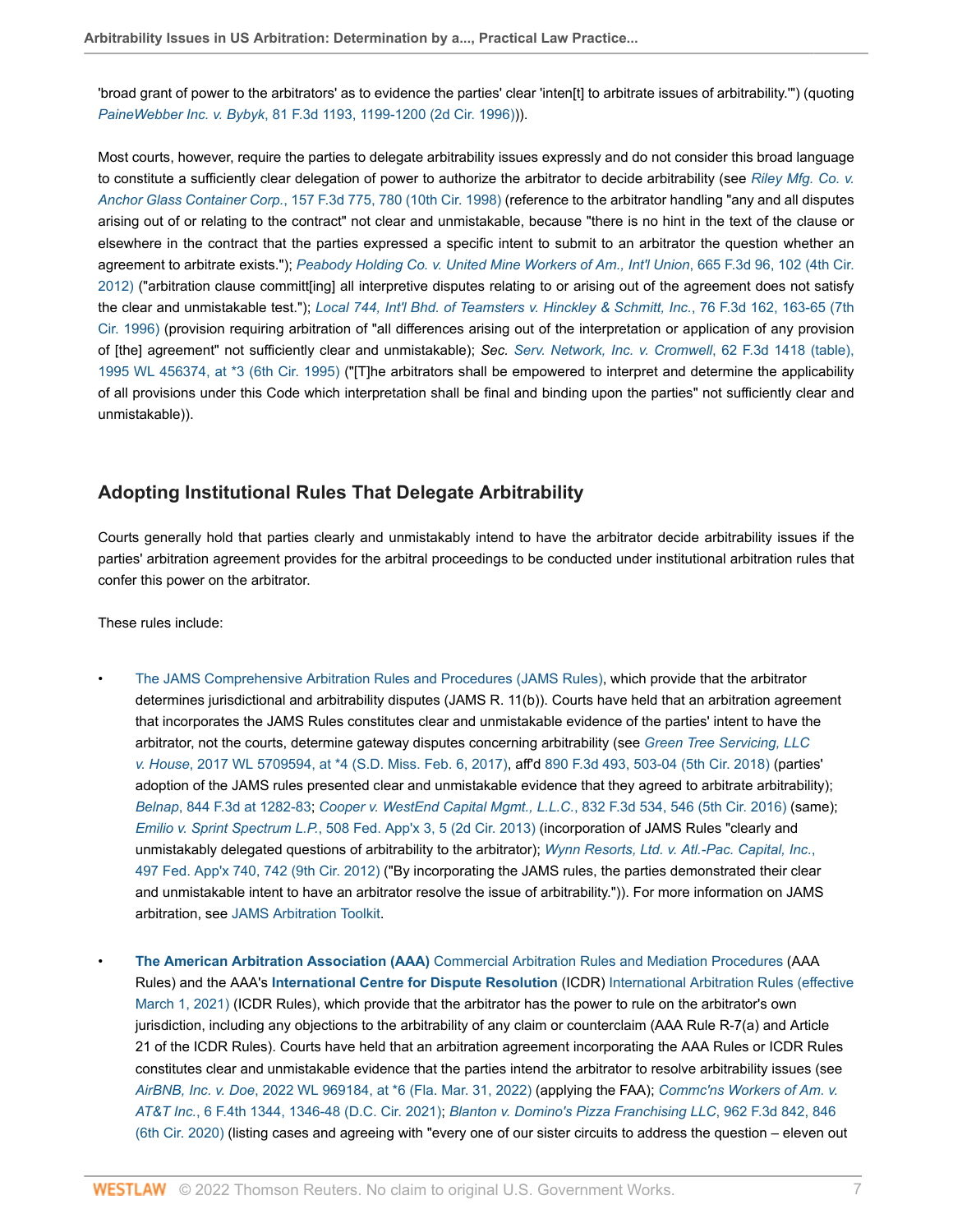'broad grant of power to the arbitrators' as to evidence the parties' clear 'inten[t] to arbitrate issues of arbitrability.'") (quoting *PaineWebber Inc. v. Bybyk*, 81 F.3d 1193, 1199-1200 (2d Cir. 1996))).

Most courts, however, require the parties to delegate arbitrability issues expressly and do not consider this broad language to constitute a sufficiently clear delegation of power to authorize the arbitrator to decide arbitrability (see *Riley Mfg. Co. v. Anchor Glass Container Corp.*, 157 F.3d 775, 780 (10th Cir. 1998) (reference to the arbitrator handling "any and all disputes arising out of or relating to the contract" not clear and unmistakable, because "there is no hint in the text of the clause or elsewhere in the contract that the parties expressed a specific intent to submit to an arbitrator the question whether an agreement to arbitrate exists."); *Peabody Holding Co. v. United Mine Workers of Am., Int'l Union*, 665 F.3d 96, 102 (4th Cir. 2012) ("arbitration clause committ[ing] all interpretive disputes relating to or arising out of the agreement does not satisfy the clear and unmistakable test."); *Local 744, Int'l Bhd. of Teamsters v. Hinckley & Schmitt, Inc.*, 76 F.3d 162, 163-65 (7th Cir. 1996) (provision requiring arbitration of "all differences arising out of the interpretation or application of any provision of [the] agreement" not sufficiently clear and unmistakable); *Sec. Serv. Network, Inc. v. Cromwell*, 62 F.3d 1418 (table), 1995 WL 456374, at *3 (6th Cir. 1995) ("[T]he arbitrators shall be empowered to interpret and determine the applicability of all provisions under this Code which interpretation shall be final and binding upon the parties" not sufficiently clear and unmistakable)).

## Adopting Institutional Rules That Delegate Arbitrability

Courts generally hold that parties clearly and unmistakably intend to have the arbitrator decide arbitrability issues if the parties' arbitration agreement provides for the arbitral proceedings to be conducted under institutional arbitration rules that confer this power on the arbitrator.

These rules include:

- The JAMS Comprehensive Arbitration Rules and Procedures (JAMS Rules), which provide that the arbitrator determines jurisdictional and arbitrability disputes (JAMS R. 11(b)). Courts have held that an arbitration agreement that incorporates the JAMS Rules constitutes clear and unmistakable evidence of the parties' intent to have the arbitrator, not the courts, determine gateway disputes concerning arbitrability (see *Green Tree Servicing, LLC v. House*, 2017 WL 5709594, at *4 (S.D. Miss. Feb. 6, 2017), aff'd 890 F.3d 493, 503-04 (5th Cir. 2018) (parties' adoption of the JAMS rules presented clear and unmistakable evidence that they agreed to arbitrate arbitrability); *Belnap*, 844 F.3d at 1282-83; *Cooper v. WestEnd Capital Mgmt., L.L.C.*, 832 F.3d 534, 546 (5th Cir. 2016) (same); *Emilio v. Sprint Spectrum L.P.*, 508 Fed. App'x 3, 5 (2d Cir. 2013) (incorporation of JAMS Rules "clearly and unmistakably delegated questions of arbitrability to the arbitrator); *Wynn Resorts, Ltd. v. Atl.-Pac. Capital, Inc.*, 497 Fed. App'x 740, 742 (9th Cir. 2012) ("By incorporating the JAMS rules, the parties demonstrated their clear and unmistakable intent to have an arbitrator resolve the issue of arbitrability.")). For more information on JAMS arbitration, see JAMS Arbitration Toolkit.

- **The American Arbitration Association (AAA)** Commercial Arbitration Rules and Mediation Procedures (AAA Rules) and the AAA's **International Centre for Dispute Resolution** (ICDR) International Arbitration Rules (effective March 1, 2021) (ICDR Rules), which provide that the arbitrator has the power to rule on the arbitrator's own jurisdiction, including any objections to the arbitrability of any claim or counterclaim (AAA Rule R-7(a) and Article 21 of the ICDR Rules). Courts have held that an arbitration agreement incorporating the AAA Rules or ICDR Rules constitutes clear and unmistakable evidence that the parties intend the arbitrator to resolve arbitrability issues (see *AirBNB, Inc. v. Doe*, 2022 WL 969184, at *6 (Fla. Mar. 31, 2022) (applying the FAA); *Commc'ns Workers of Am. v. AT&T Inc.*, 6 F.4th 1344, 1346-48 (D.C. Cir. 2021); *Blanton v. Domino's Pizza Franchising LLC*, 962 F.3d 842, 846 (6th Cir. 2020) (listing cases and agreeing with "every one of our sister circuits to address the question – eleven out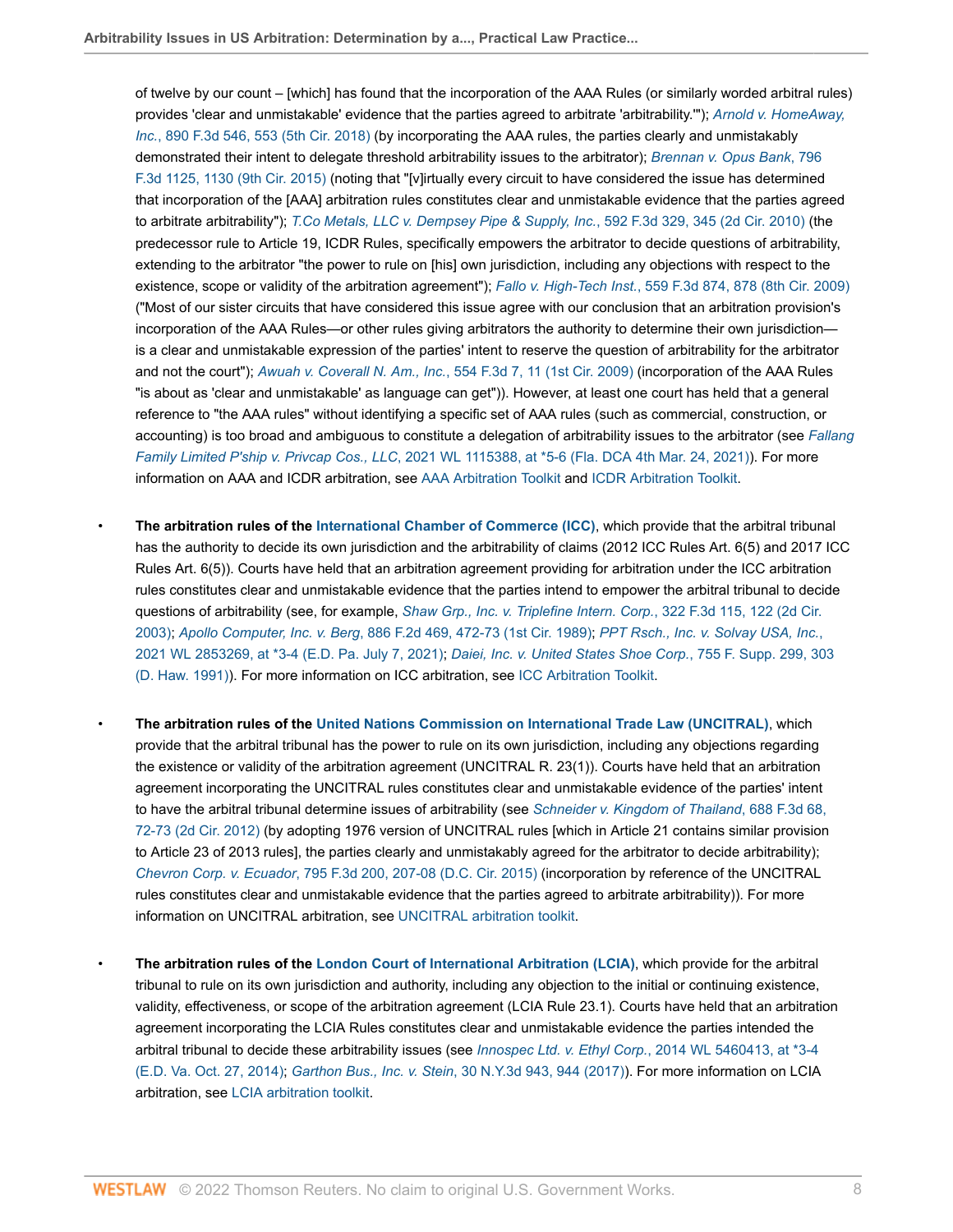of twelve by our count – [which] has found that the incorporation of the AAA Rules (or similarly worded arbitral rules) provides 'clear and unmistakable' evidence that the parties agreed to arbitrate 'arbitrability.'"'); *Arnold v. HomeAway, Inc.*, 890 F.3d 546, 553 (5th Cir. 2018) (by incorporating the AAA rules, the parties clearly and unmistakably demonstrated their intent to delegate threshold arbitrability issues to the arbitrator); *Brennan v. Opus Bank*, 796 F.3d 1125, 1130 (9th Cir. 2015) (noting that "[v]irtually every circuit to have considered the issue has determined that incorporation of the [AAA] arbitration rules constitutes clear and unmistakable evidence that the parties agreed to arbitrate arbitrability"); *T.Co Metals, LLC v. Dempsey Pipe & Supply, Inc.*, 592 F.3d 329, 345 (2d Cir. 2010) (the predecessor rule to Article 19, ICDR Rules, specifically empowers the arbitrator to decide questions of arbitrability, extending to the arbitrator "the power to rule on [his] own jurisdiction, including any objections with respect to the existence, scope or validity of the arbitration agreement"); *Fallo v. High-Tech Inst.*, 559 F.3d 874, 878 (8th Cir. 2009) ("Most of our sister circuits that have considered this issue agree with our conclusion that an arbitration provision's incorporation of the AAA Rules—or other rules giving arbitrators the authority to determine their own jurisdiction—is a clear and unmistakable expression of the parties' intent to reserve the question of arbitrability for the arbitrator and not the court"); *Awuah v. Coverall N. Am., Inc.*, 554 F.3d 7, 11 (1st Cir. 2009) (incorporation of the AAA Rules "is about as 'clear and unmistakable' as language can get")). However, at least one court has held that a general reference to "the AAA rules" without identifying a specific set of AAA rules (such as commercial, construction, or accounting) is too broad and ambiguous to constitute a delegation of arbitrability issues to the arbitrator (see *Fallang Family Limited P'ship v. Privcap Cos., LLC*, 2021 WL 1115388, at *5-6 (Fla. DCA 4th Mar. 24, 2021)). For more information on AAA and ICDR arbitration, see AAA Arbitration Toolkit and ICDR Arbitration Toolkit.

- **The arbitration rules of the International Chamber of Commerce (ICC)**, which provide that the arbitral tribunal has the authority to decide its own jurisdiction and the arbitrability of claims (2012 ICC Rules Art. 6(5) and 2017 ICC Rules Art. 6(5)). Courts have held that an arbitration agreement providing for arbitration under the ICC arbitration rules constitutes clear and unmistakable evidence that the parties intend to empower the arbitral tribunal to decide questions of arbitrability (see, for example, *Shaw Grp., Inc. v. Triplefine Intern. Corp.*, 322 F.3d 115, 122 (2d Cir. 2003); *Apollo Computer, Inc. v. Berg*, 886 F.2d 469, 472-73 (1st Cir. 1989); *PPT Rsch., Inc. v. Solvay USA, Inc.*, 2021 WL 2853269, at *3-4 (E.D. Pa. July 7, 2021); *Daiei, Inc. v. United States Shoe Corp.*, 755 F. Supp. 299, 303 (D. Haw. 1991)). For more information on ICC arbitration, see ICC Arbitration Toolkit.

- **The arbitration rules of the United Nations Commission on International Trade Law (UNCITRAL)**, which provide that the arbitral tribunal has the power to rule on its own jurisdiction, including any objections regarding the existence or validity of the arbitration agreement (UNCITRAL R. 23(1)). Courts have held that an arbitration agreement incorporating the UNCITRAL rules constitutes clear and unmistakable evidence of the parties' intent to have the arbitral tribunal determine issues of arbitrability (see *Schneider v. Kingdom of Thailand*, 688 F.3d 68, 72-73 (2d Cir. 2012) (by adopting 1976 version of UNCITRAL rules [which in Article 21 contains similar provision to Article 23 of 2013 rules], the parties clearly and unmistakably agreed for the arbitrator to decide arbitrability); *Chevron Corp. v. Ecuador*, 795 F.3d 200, 207-08 (D.C. Cir. 2015) (incorporation by reference of the UNCITRAL rules constitutes clear and unmistakable evidence that the parties agreed to arbitrate arbitrability)). For more information on UNCITRAL arbitration, see UNCITRAL arbitration toolkit.

- **The arbitration rules of the London Court of International Arbitration (LCIA)**, which provide for the arbitral tribunal to rule on its own jurisdiction and authority, including any objection to the initial or continuing existence, validity, effectiveness, or scope of the arbitration agreement (LCIA Rule 23.1). Courts have held that an arbitration agreement incorporating the LCIA Rules constitutes clear and unmistakable evidence the parties intended the arbitral tribunal to decide these arbitrability issues (see *Innospec Ltd. v. Ethyl Corp.*, 2014 WL 5460413, at *3-4 (E.D. Va. Oct. 27, 2014); *Garthon Bus., Inc. v. Stein*, 30 N.Y.3d 943, 944 (2017)). For more information on LCIA arbitration, see LCIA arbitration toolkit.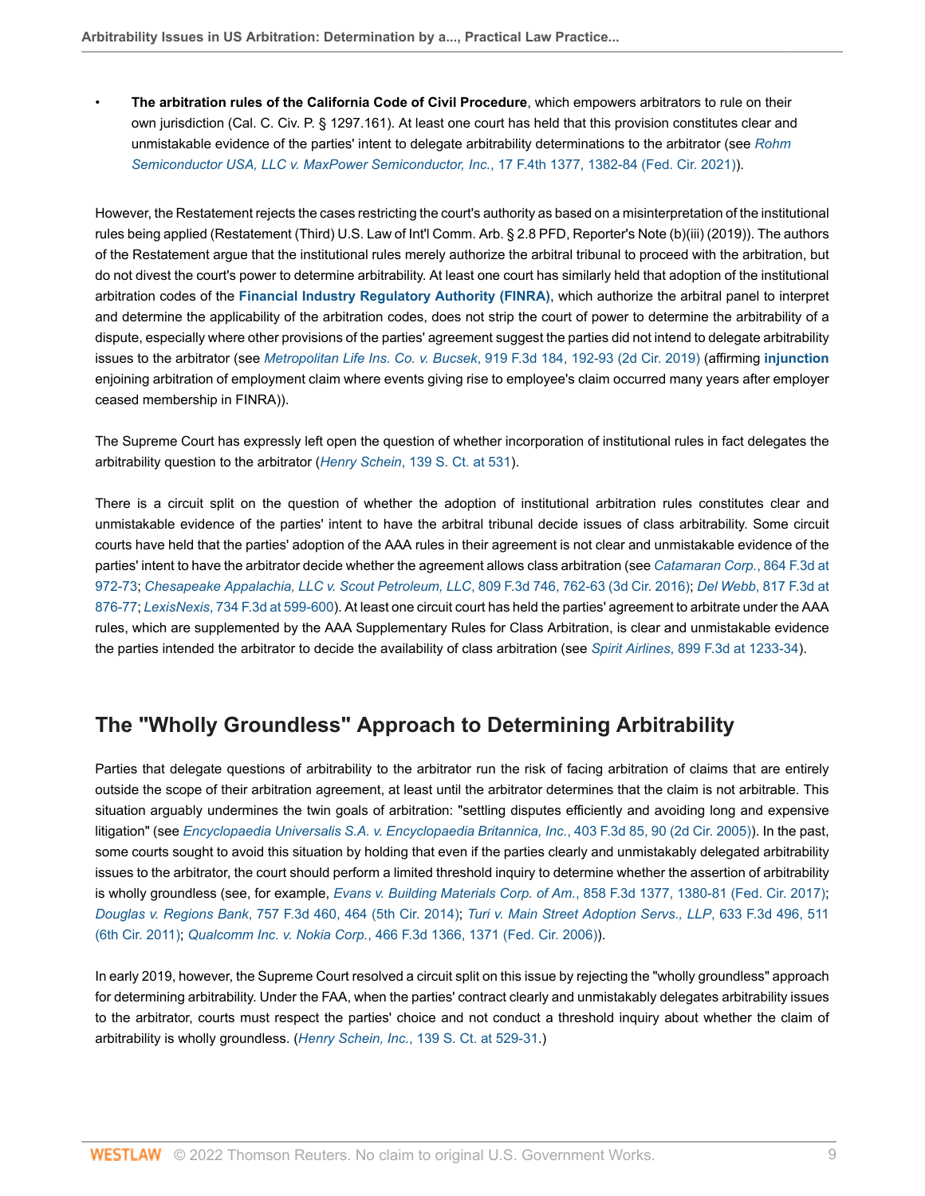- **The arbitration rules of the California Code of Civil Procedure**, which empowers arbitrators to rule on their own jurisdiction (Cal. C. Civ. P. § 1297.161). At least one court has held that this provision constitutes clear and unmistakable evidence of the parties' intent to delegate arbitrability determinations to the arbitrator (see *Rohm Semiconductor USA, LLC v. MaxPower Semiconductor, Inc.*, 17 F.4th 1377, 1382-84 (Fed. Cir. 2021)).

However, the Restatement rejects the cases restricting the court's authority as based on a misinterpretation of the institutional rules being applied (Restatement (Third) U.S. Law of Int'l Comm. Arb. § 2.8 PFD, Reporter's Note (b)(iii) (2019)). The authors of the Restatement argue that the institutional rules merely authorize the arbitral tribunal to proceed with the arbitration, but do not divest the court's power to determine arbitrability. At least one court has similarly held that adoption of the institutional arbitration codes of the **Financial Industry Regulatory Authority (FINRA)**, which authorize the arbitral panel to interpret and determine the applicability of the arbitration codes, does not strip the court of power to determine the arbitrability of a dispute, especially where other provisions of the parties' agreement suggest the parties did not intend to delegate arbitrability issues to the arbitrator (see *Metropolitan Life Ins. Co. v. Bucsek*, 919 F.3d 184, 192-93 (2d Cir. 2019) (affirming **injunction** enjoining arbitration of employment claim where events giving rise to employee's claim occurred many years after employer ceased membership in FINRA)).

The Supreme Court has expressly left open the question of whether incorporation of institutional rules in fact delegates the arbitrability question to the arbitrator (*Henry Schein*, 139 S. Ct. at 531).

There is a circuit split on the question of whether the adoption of institutional arbitration rules constitutes clear and unmistakable evidence of the parties' intent to have the arbitral tribunal decide issues of class arbitrability. Some circuit courts have held that the parties' adoption of the AAA rules in their agreement is not clear and unmistakable evidence of the parties' intent to have the arbitrator decide whether the agreement allows class arbitration (see *Catamaran Corp.*, 864 F.3d at 972-73; *Chesapeake Appalachia, LLC v. Scout Petroleum, LLC*, 809 F.3d 746, 762-63 (3d Cir. 2016); *Del Webb*, 817 F.3d at 876-77; *LexisNexis*, 734 F.3d at 599-600). At least one circuit court has held the parties' agreement to arbitrate under the AAA rules, which are supplemented by the AAA Supplementary Rules for Class Arbitration, is clear and unmistakable evidence the parties intended the arbitrator to decide the availability of class arbitration (see *Spirit Airlines*, 899 F.3d at 1233-34).

## The "Wholly Groundless" Approach to Determining Arbitrability

Parties that delegate questions of arbitrability to the arbitrator run the risk of facing arbitration of claims that are entirely outside the scope of their arbitration agreement, at least until the arbitrator determines that the claim is not arbitrable. This situation arguably undermines the twin goals of arbitration: "settling disputes efficiently and avoiding long and expensive litigation" (see *Encyclopaedia Universalis S.A. v. Encyclopaedia Britannica, Inc.*, 403 F.3d 85, 90 (2d Cir. 2005)). In the past, some courts sought to avoid this situation by holding that even if the parties clearly and unmistakably delegated arbitrability issues to the arbitrator, the court should perform a limited threshold inquiry to determine whether the assertion of arbitrability is wholly groundless (see, for example, *Evans v. Building Materials Corp. of Am.*, 858 F.3d 1377, 1380-81 (Fed. Cir. 2017); *Douglas v. Regions Bank*, 757 F.3d 460, 464 (5th Cir. 2014); *Turi v. Main Street Adoption Servs., LLP*, 633 F.3d 496, 511 (6th Cir. 2011); *Qualcomm Inc. v. Nokia Corp.*, 466 F.3d 1366, 1371 (Fed. Cir. 2006)).

In early 2019, however, the Supreme Court resolved a circuit split on this issue by rejecting the "wholly groundless" approach for determining arbitrability. Under the FAA, when the parties' contract clearly and unmistakably delegates arbitrability issues to the arbitrator, courts must respect the parties' choice and not conduct a threshold inquiry about whether the claim of arbitrability is wholly groundless. (*Henry Schein, Inc.*, 139 S. Ct. at 529-31.)